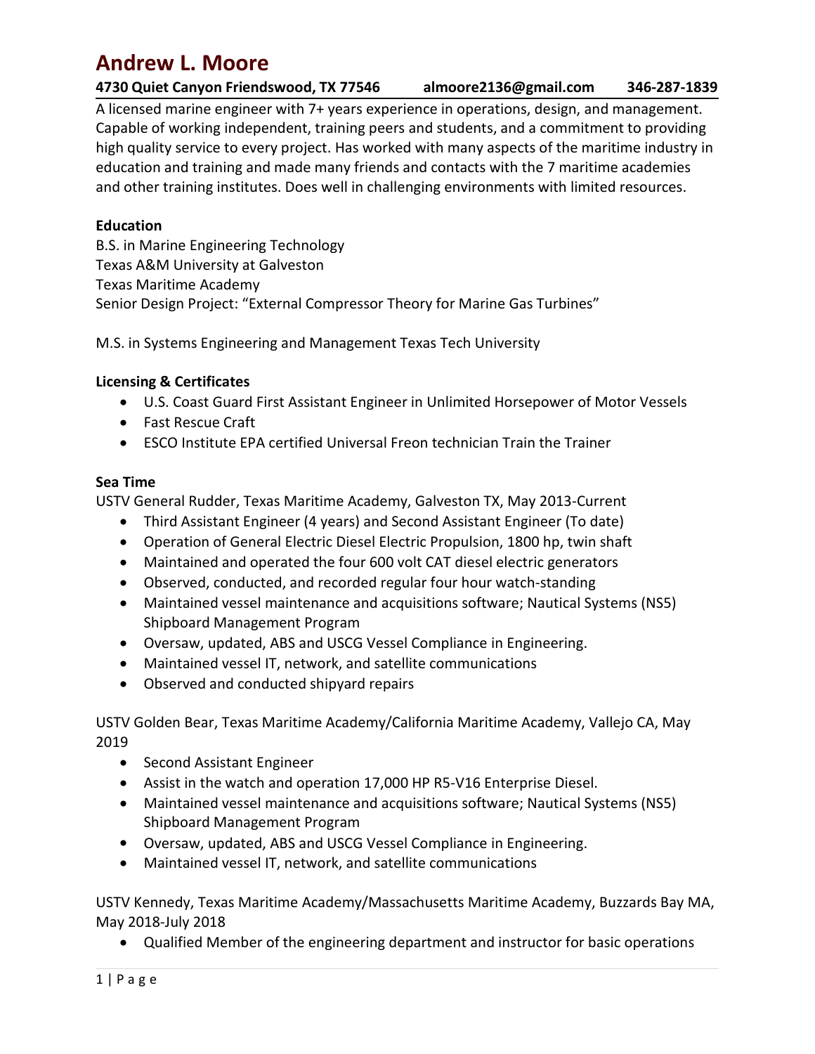# Andrew L. Moore

**4730 Quiet Canyon Friendswood, TX 77546 almoore2136@gmail.com 346-287-1839**

A licensed marine engineer with 7+ years experience in operations, design, and management. Capable of working independent, training peers and students, and a commitment to providing high quality service to every project. Has worked with many aspects of the maritime industry in education and training and made many friends and contacts with the 7 maritime academies and other training institutes. Does well in challenging environments with limited resources.

**Education**

B.S. in Marine Engineering Technology
Texas A&M University at Galveston
Texas Maritime Academy
Senior Design Project: "External Compressor Theory for Marine Gas Turbines"

M.S. in Systems Engineering and Management Texas Tech University

**Licensing & Certificates**

- U.S. Coast Guard First Assistant Engineer in Unlimited Horsepower of Motor Vessels
- Fast Rescue Craft
- ESCO Institute EPA certified Universal Freon technician Train the Trainer

**Sea Time**

USTV General Rudder, Texas Maritime Academy, Galveston TX, May 2013-Current

- Third Assistant Engineer (4 years) and Second Assistant Engineer (To date)
- Operation of General Electric Diesel Electric Propulsion, 1800 hp, twin shaft
- Maintained and operated the four 600 volt CAT diesel electric generators
- Observed, conducted, and recorded regular four hour watch-standing
- Maintained vessel maintenance and acquisitions software; Nautical Systems (NS5) Shipboard Management Program
- Oversaw, updated, ABS and USCG Vessel Compliance in Engineering.
- Maintained vessel IT, network, and satellite communications
- Observed and conducted shipyard repairs

USTV Golden Bear, Texas Maritime Academy/California Maritime Academy, Vallejo CA, May 2019

- Second Assistant Engineer
- Assist in the watch and operation 17,000 HP R5-V16 Enterprise Diesel.
- Maintained vessel maintenance and acquisitions software; Nautical Systems (NS5) Shipboard Management Program
- Oversaw, updated, ABS and USCG Vessel Compliance in Engineering.
- Maintained vessel IT, network, and satellite communications

USTV Kennedy, Texas Maritime Academy/Massachusetts Maritime Academy, Buzzards Bay MA, May 2018-July 2018

- Qualified Member of the engineering department and instructor for basic operations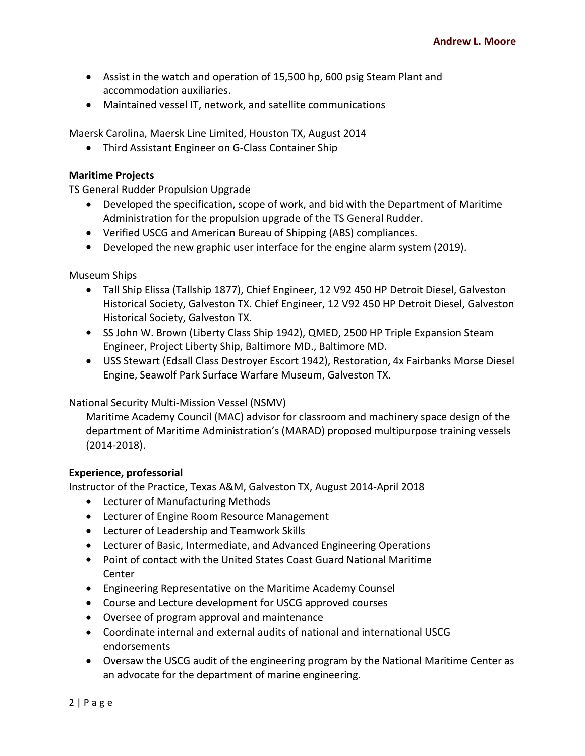- Assist in the watch and operation of 15,500 hp, 600 psig Steam Plant and accommodation auxiliaries.
- Maintained vessel IT, network, and satellite communications

Maersk Carolina, Maersk Line Limited, Houston TX, August 2014

- Third Assistant Engineer on G-Class Container Ship

**Maritime Projects**

TS General Rudder Propulsion Upgrade

- Developed the specification, scope of work, and bid with the Department of Maritime Administration for the propulsion upgrade of the TS General Rudder.
- Verified USCG and American Bureau of Shipping (ABS) compliances.
- Developed the new graphic user interface for the engine alarm system (2019).

Museum Ships

- Tall Ship Elissa (Tallship 1877), Chief Engineer, 12 V92 450 HP Detroit Diesel, Galveston Historical Society, Galveston TX. Chief Engineer, 12 V92 450 HP Detroit Diesel, Galveston Historical Society, Galveston TX.
- SS John W. Brown (Liberty Class Ship 1942), QMED, 2500 HP Triple Expansion Steam Engineer, Project Liberty Ship, Baltimore MD., Baltimore MD.
- USS Stewart (Edsall Class Destroyer Escort 1942), Restoration, 4x Fairbanks Morse Diesel Engine, Seawolf Park Surface Warfare Museum, Galveston TX.

National Security Multi-Mission Vessel (NSMV)

Maritime Academy Council (MAC) advisor for classroom and machinery space design of the department of Maritime Administration's (MARAD) proposed multipurpose training vessels (2014-2018).

**Experience, professorial**

Instructor of the Practice, Texas A&M, Galveston TX, August 2014-April 2018

- Lecturer of Manufacturing Methods
- Lecturer of Engine Room Resource Management
- Lecturer of Leadership and Teamwork Skills
- Lecturer of Basic, Intermediate, and Advanced Engineering Operations
- Point of contact with the United States Coast Guard National Maritime Center
- Engineering Representative on the Maritime Academy Counsel
- Course and Lecture development for USCG approved courses
- Oversee of program approval and maintenance
- Coordinate internal and external audits of national and international USCG endorsements
- Oversaw the USCG audit of the engineering program by the National Maritime Center as an advocate for the department of marine engineering.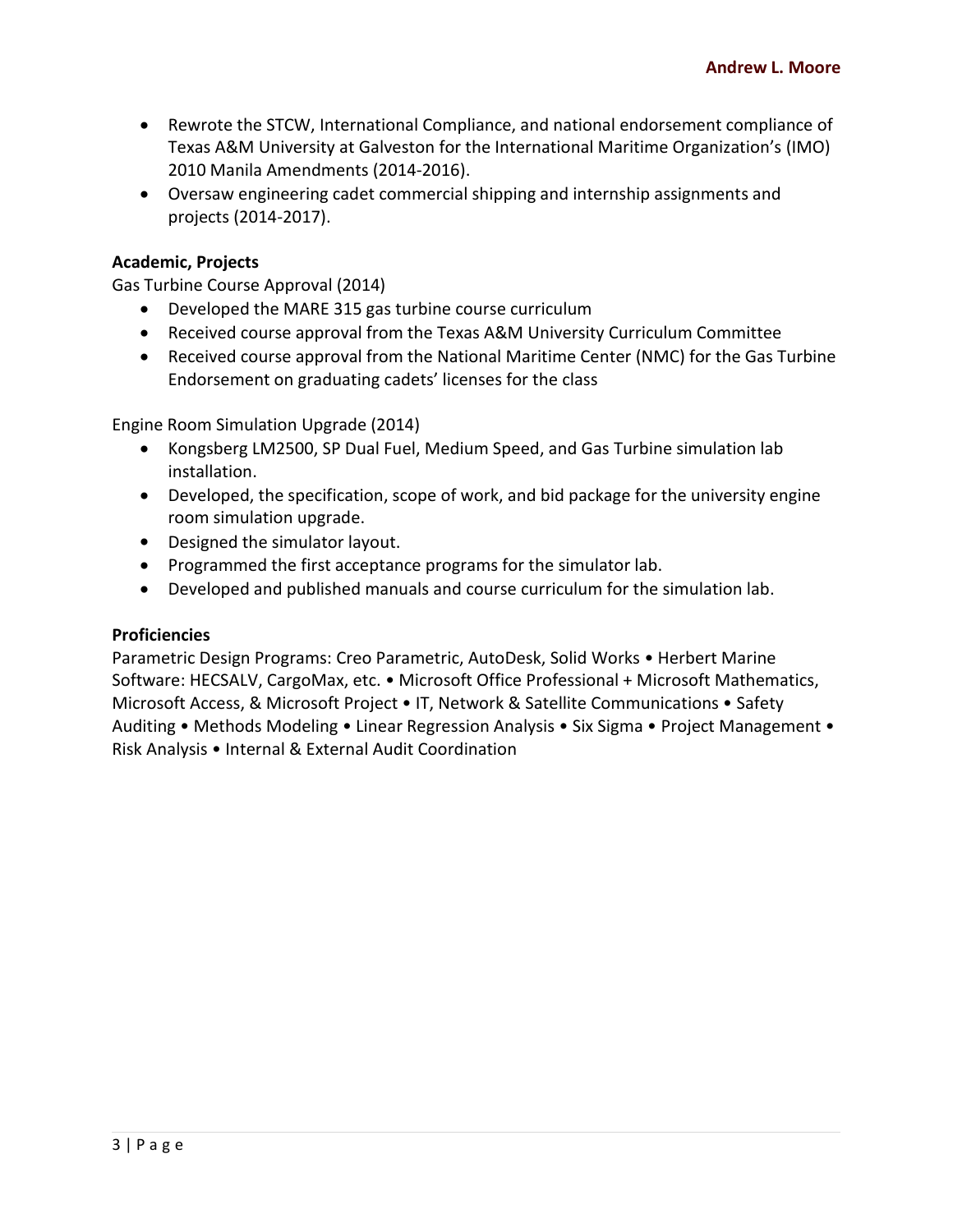- Rewrote the STCW, International Compliance, and national endorsement compliance of Texas A&M University at Galveston for the International Maritime Organization's (IMO) 2010 Manila Amendments (2014-2016).
- Oversaw engineering cadet commercial shipping and internship assignments and projects (2014-2017).

**Academic, Projects**

Gas Turbine Course Approval (2014)

- Developed the MARE 315 gas turbine course curriculum
- Received course approval from the Texas A&M University Curriculum Committee
- Received course approval from the National Maritime Center (NMC) for the Gas Turbine Endorsement on graduating cadets' licenses for the class

Engine Room Simulation Upgrade (2014)

- Kongsberg LM2500, SP Dual Fuel, Medium Speed, and Gas Turbine simulation lab installation.
- Developed, the specification, scope of work, and bid package for the university engine room simulation upgrade.
- Designed the simulator layout.
- Programmed the first acceptance programs for the simulator lab.
- Developed and published manuals and course curriculum for the simulation lab.

**Proficiencies**

Parametric Design Programs: Creo Parametric, AutoDesk, Solid Works • Herbert Marine Software: HECSALV, CargoMax, etc. • Microsoft Office Professional + Microsoft Mathematics, Microsoft Access, & Microsoft Project • IT, Network & Satellite Communications • Safety Auditing • Methods Modeling • Linear Regression Analysis • Six Sigma • Project Management • Risk Analysis • Internal & External Audit Coordination